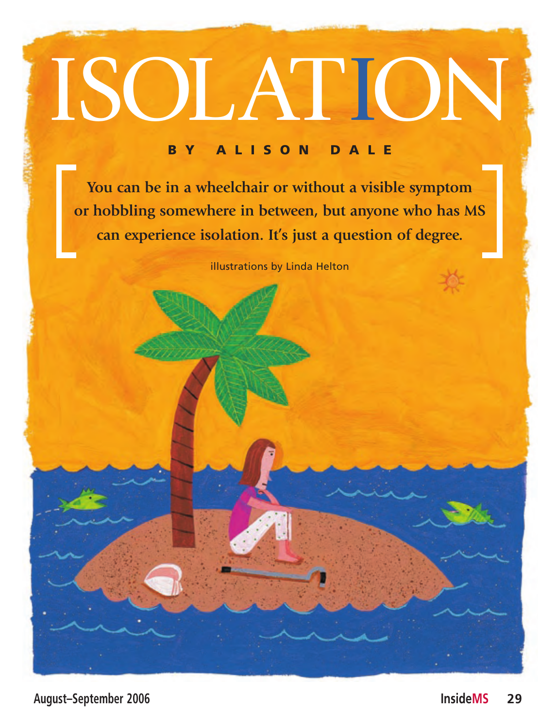# ISOLATION

**BY ALISON DALE**

**[ You can be in a wheelchair or without a visible symptom or hobbling somewhere in between, but anyone who has MS can experience isolation. It's just a question of degree. ]**

illustrations by Linda Helton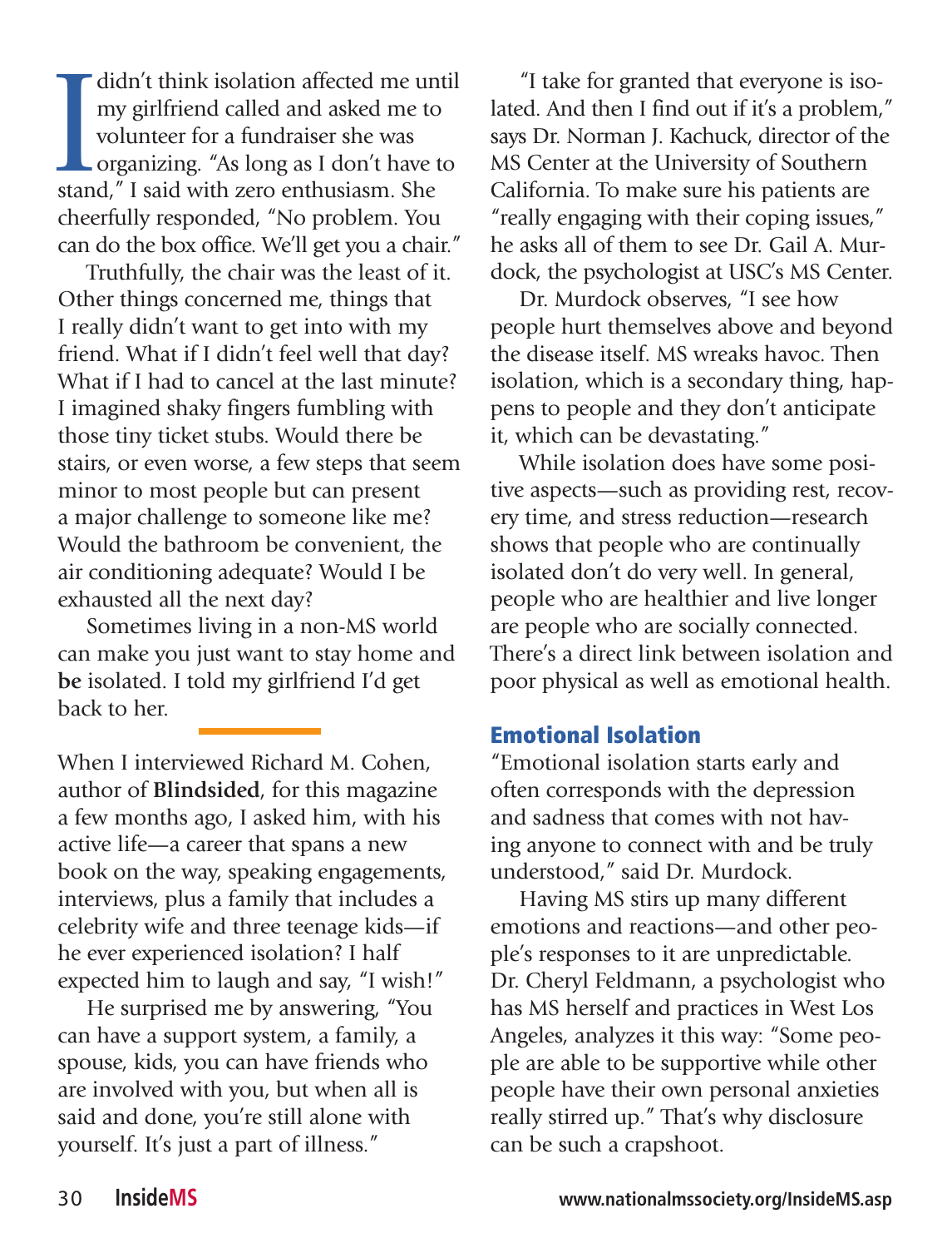I didn't think isolation affected me until my girlfriend called and asked me to volunteer for a fundraiser she was organizing. "As long as I don't have to stand," I said with zero enthusiasm. She cheerfully responded, "No problem. You can do the box office. We'll get you a chair."

Truthfully, the chair was the least of it. Other things concerned me, things that I really didn't want to get into with my friend. What if I didn't feel well that day? What if I had to cancel at the last minute? I imagined shaky fingers fumbling with those tiny ticket stubs. Would there be stairs, or even worse, a few steps that seem minor to most people but can present a major challenge to someone like me? Would the bathroom be convenient, the air conditioning adequate? Would I be exhausted all the next day?

Sometimes living in a non-MS world can make you just want to stay home and **be** isolated. I told my girlfriend I'd get back to her.

---

When I interviewed Richard M. Cohen, author of **Blindsided**, for this magazine a few months ago, I asked him, with his active life—a career that spans a new book on the way, speaking engagements, interviews, plus a family that includes a celebrity wife and three teenage kids—if he ever experienced isolation? I half expected him to laugh and say, "I wish!"

He surprised me by answering, "You can have a support system, a family, a spouse, kids, you can have friends who are involved with you, but when all is said and done, you're still alone with yourself. It's just a part of illness."

"I take for granted that everyone is isolated. And then I find out if it's a problem," says Dr. Norman J. Kachuck, director of the MS Center at the University of Southern California. To make sure his patients are "really engaging with their coping issues," he asks all of them to see Dr. Gail A. Murdock, the psychologist at USC's MS Center.

Dr. Murdock observes, "I see how people hurt themselves above and beyond the disease itself. MS wreaks havoc. Then isolation, which is a secondary thing, happens to people and they don't anticipate it, which can be devastating."

While isolation does have some positive aspects—such as providing rest, recovery time, and stress reduction—research shows that people who are continually isolated don't do very well. In general, people who are healthier and live longer are people who are socially connected. There's a direct link between isolation and poor physical as well as emotional health.

## Emotional Isolation

"Emotional isolation starts early and often corresponds with the depression and sadness that comes with not having anyone to connect with and be truly understood," said Dr. Murdock.

Having MS stirs up many different emotions and reactions—and other people's responses to it are unpredictable. Dr. Cheryl Feldmann, a psychologist who has MS herself and practices in West Los Angeles, analyzes it this way: "Some people are able to be supportive while other people have their own personal anxieties really stirred up." That's why disclosure can be such a crapshoot.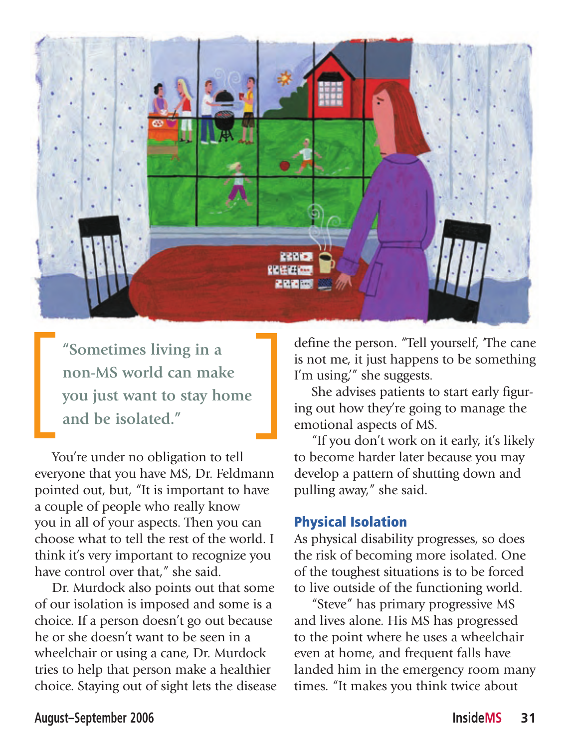> "Sometimes living in a non-MS world can make you just want to stay home and be isolated."

You're under no obligation to tell everyone that you have MS, Dr. Feldmann pointed out, but, "It is important to have a couple of people who really know you in all of your aspects. Then you can choose what to tell the rest of the world. I think it's very important to recognize you have control over that," she said.

Dr. Murdock also points out that some of our isolation is imposed and some is a choice. If a person doesn't go out because he or she doesn't want to be seen in a wheelchair or using a cane, Dr. Murdock tries to help that person make a healthier choice. Staying out of sight lets the disease define the person. "Tell yourself, 'The cane is not me, it just happens to be something I'm using,'" she suggests.

She advises patients to start early figuring out how they're going to manage the emotional aspects of MS.

"If you don't work on it early, it's likely to become harder later because you may develop a pattern of shutting down and pulling away," she said.

### Physical Isolation

As physical disability progresses, so does the risk of becoming more isolated. One of the toughest situations is to be forced to live outside of the functioning world.

"Steve" has primary progressive MS and lives alone. His MS has progressed to the point where he uses a wheelchair even at home, and frequent falls have landed him in the emergency room many times. "It makes you think twice about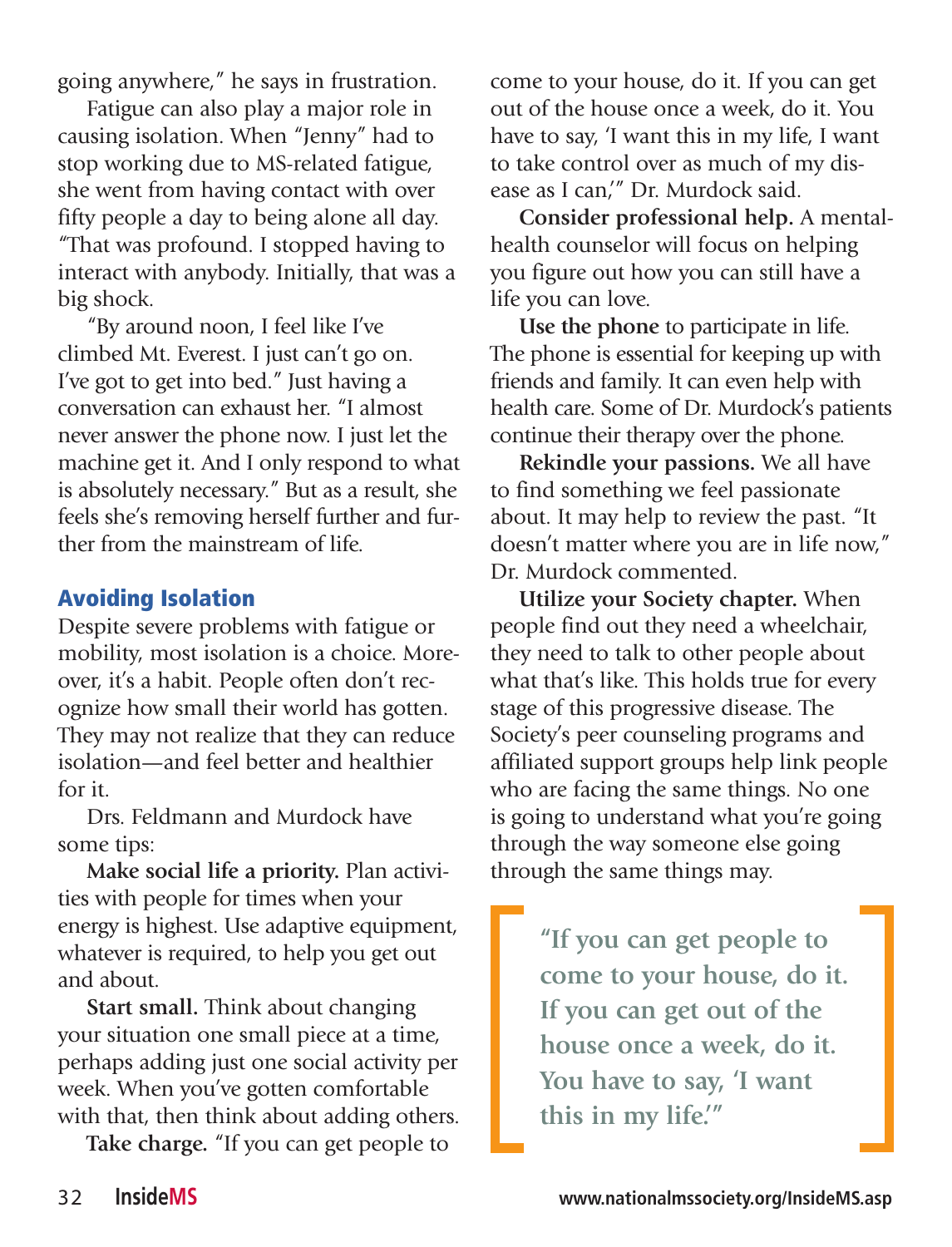going anywhere," he says in frustration.

Fatigue can also play a major role in causing isolation. When "Jenny" had to stop working due to MS-related fatigue, she went from having contact with over fifty people a day to being alone all day. "That was profound. I stopped having to interact with anybody. Initially, that was a big shock.

"By around noon, I feel like I've climbed Mt. Everest. I just can't go on. I've got to get into bed." Just having a conversation can exhaust her. "I almost never answer the phone now. I just let the machine get it. And I only respond to what is absolutely necessary." But as a result, she feels she's removing herself further and further from the mainstream of life.

## Avoiding Isolation

Despite severe problems with fatigue or mobility, most isolation is a choice. Moreover, it's a habit. People often don't recognize how small their world has gotten. They may not realize that they can reduce isolation—and feel better and healthier for it.

Drs. Feldmann and Murdock have some tips:

**Make social life a priority.** Plan activities with people for times when your energy is highest. Use adaptive equipment, whatever is required, to help you get out and about.

**Start small.** Think about changing your situation one small piece at a time, perhaps adding just one social activity per week. When you've gotten comfortable with that, then think about adding others.

**Take charge.** "If you can get people to come to your house, do it. If you can get out of the house once a week, do it. You have to say, 'I want this in my life, I want to take control over as much of my disease as I can,'" Dr. Murdock said.

**Consider professional help.** A mental-health counselor will focus on helping you figure out how you can still have a life you can love.

**Use the phone** to participate in life. The phone is essential for keeping up with friends and family. It can even help with health care. Some of Dr. Murdock's patients continue their therapy over the phone.

**Rekindle your passions.** We all have to find something we feel passionate about. It may help to review the past. "It doesn't matter where you are in life now," Dr. Murdock commented.

**Utilize your Society chapter.** When people find out they need a wheelchair, they need to talk to other people about what that's like. This holds true for every stage of this progressive disease. The Society's peer counseling programs and affiliated support groups help link people who are facing the same things. No one is going to understand what you're going through the way someone else going through the same things may.

> **"If you can get people to come to your house, do it. If you can get out of the house once a week, do it. You have to say, 'I want this in my life.'"**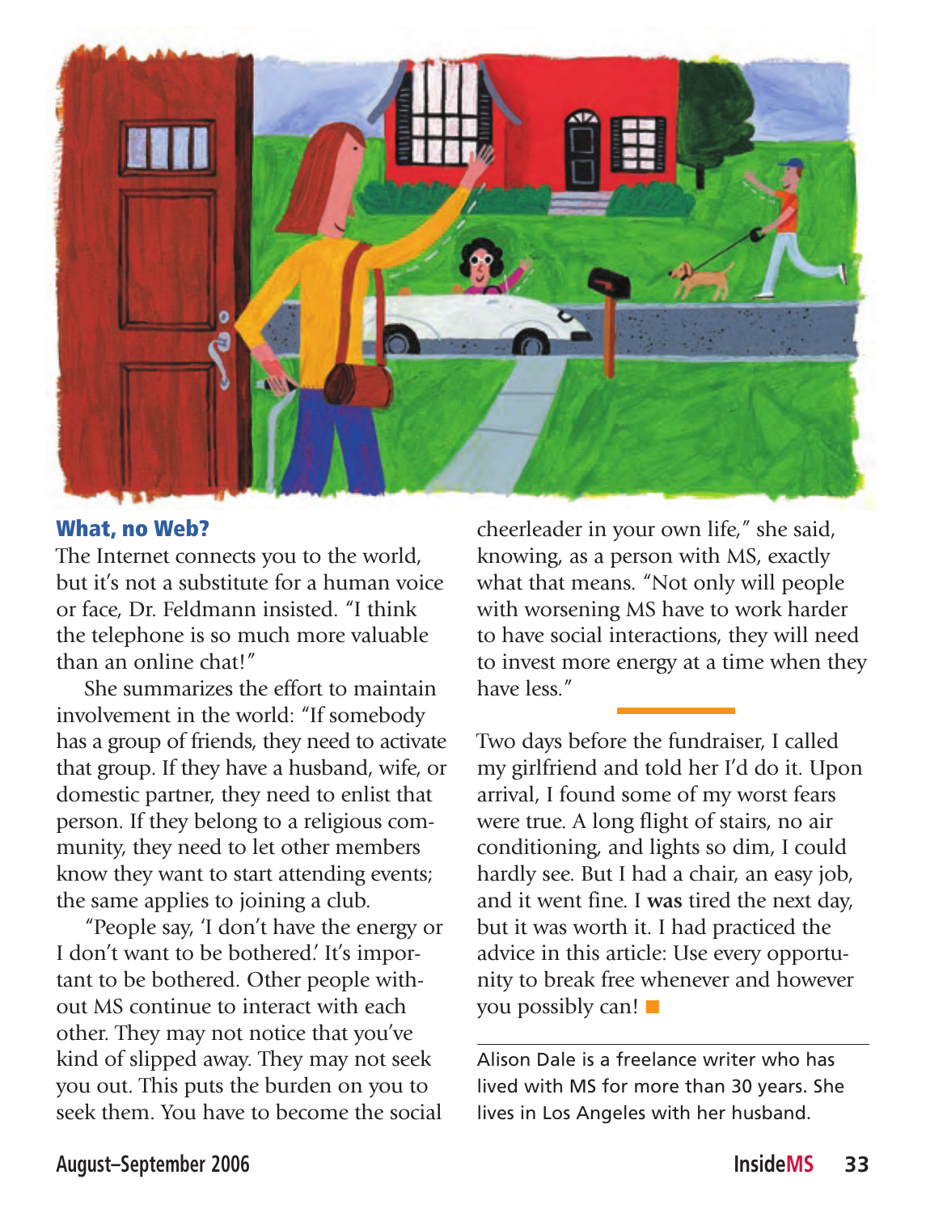### What, no Web?

The Internet connects you to the world, but it's not a substitute for a human voice or face, Dr. Feldmann insisted. "I think the telephone is so much more valuable than an online chat!"

She summarizes the effort to maintain involvement in the world: "If somebody has a group of friends, they need to activate that group. If they have a husband, wife, or domestic partner, they need to enlist that person. If they belong to a religious community, they need to let other members know they want to start attending events; the same applies to joining a club.

"People say, 'I don't have the energy or I don't want to be bothered.' It's important to be bothered. Other people without MS continue to interact with each other. They may not notice that you've kind of slipped away. They may not seek you out. This puts the burden on you to seek them. You have to become the social cheerleader in your own life," she said, knowing, as a person with MS, exactly what that means. "Not only will people with worsening MS have to work harder to have social interactions, they will need to invest more energy at a time when they have less."

---

Two days before the fundraiser, I called my girlfriend and told her I'd do it. Upon arrival, I found some of my worst fears were true. A long flight of stairs, no air conditioning, and lights so dim, I could hardly see. But I had a chair, an easy job, and it went fine. I **was** tired the next day, but it was worth it. I had practiced the advice in this article: Use every opportunity to break free whenever and however you possibly can! ■

---

Alison Dale is a freelance writer who has lived with MS for more than 30 years. She lives in Los Angeles with her husband.